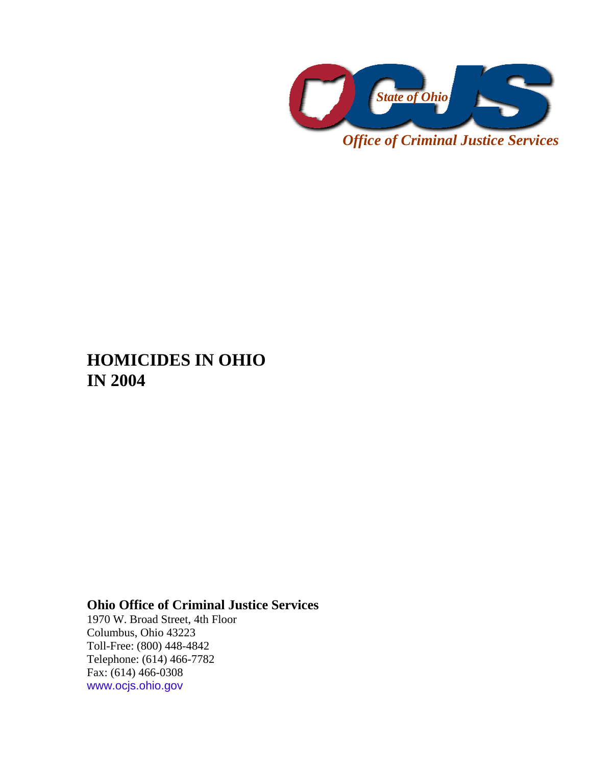*State of Ohio*

*Office of Criminal Justice Services*

# HOMICIDES IN OHIO IN 2004

**Ohio Office of Criminal Justice Services**
1970 W. Broad Street, 4th Floor
Columbus, Ohio 43223
Toll-Free: (800) 448-4842
Telephone: (614) 466-7782
Fax: (614) 466-0308
www.ocjs.ohio.gov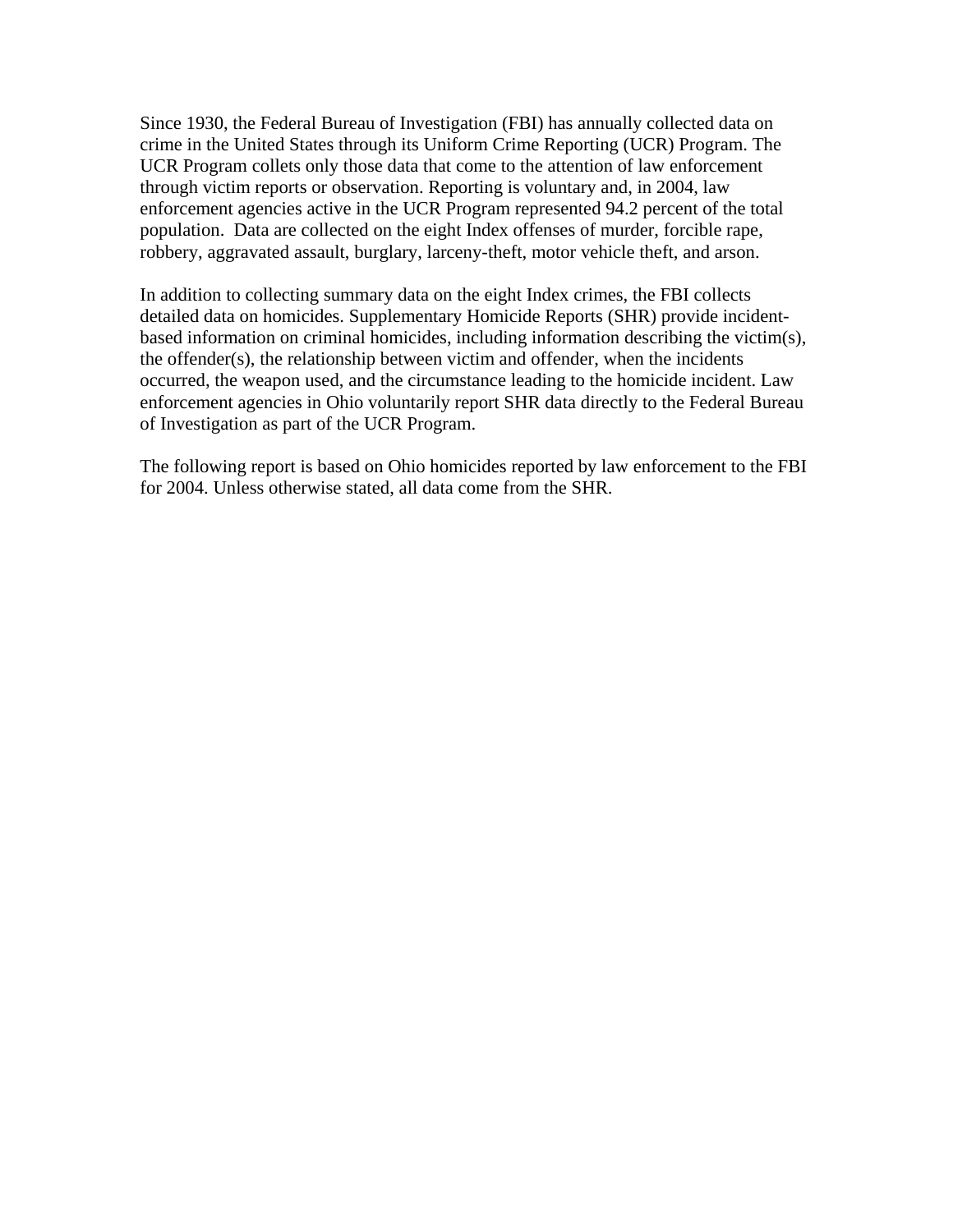Since 1930, the Federal Bureau of Investigation (FBI) has annually collected data on crime in the United States through its Uniform Crime Reporting (UCR) Program. The UCR Program collets only those data that come to the attention of law enforcement through victim reports or observation. Reporting is voluntary and, in 2004, law enforcement agencies active in the UCR Program represented 94.2 percent of the total population. Data are collected on the eight Index offenses of murder, forcible rape, robbery, aggravated assault, burglary, larceny-theft, motor vehicle theft, and arson.

In addition to collecting summary data on the eight Index crimes, the FBI collects detailed data on homicides. Supplementary Homicide Reports (SHR) provide incident-based information on criminal homicides, including information describing the victim(s), the offender(s), the relationship between victim and offender, when the incidents occurred, the weapon used, and the circumstance leading to the homicide incident. Law enforcement agencies in Ohio voluntarily report SHR data directly to the Federal Bureau of Investigation as part of the UCR Program.

The following report is based on Ohio homicides reported by law enforcement to the FBI for 2004. Unless otherwise stated, all data come from the SHR.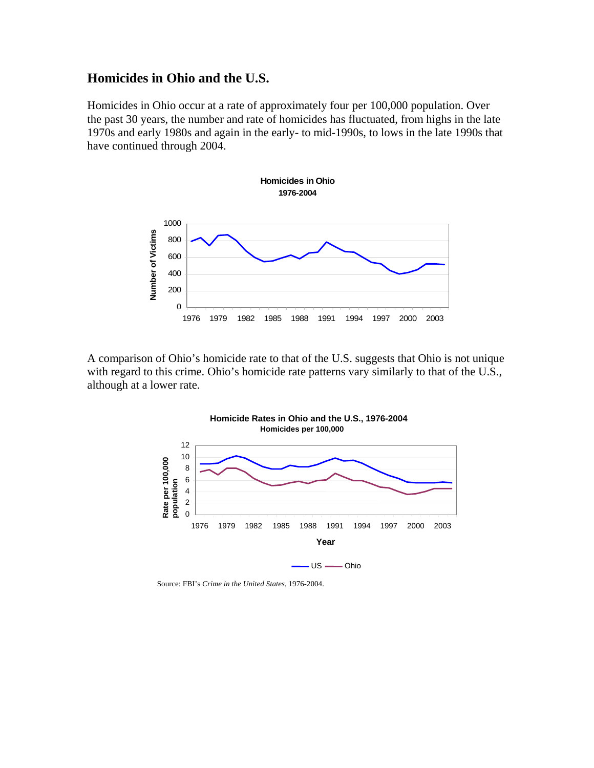## Homicides in Ohio and the U.S.

Homicides in Ohio occur at a rate of approximately four per 100,000 population. Over the past 30 years, the number and rate of homicides has fluctuated, from highs in the late 1970s and early 1980s and again in the early- to mid-1990s, to lows in the late 1990s that have continued through 2004.

**Homicides in Ohio**
**1976-2004**

A comparison of Ohio's homicide rate to that of the U.S. suggests that Ohio is not unique with regard to this crime. Ohio's homicide rate patterns vary similarly to that of the U.S., although at a lower rate.

**Homicide Rates in Ohio and the U.S., 1976-2004**
**Homicides per 100,000**

Source: FBI's *Crime in the United States*, 1976-2004.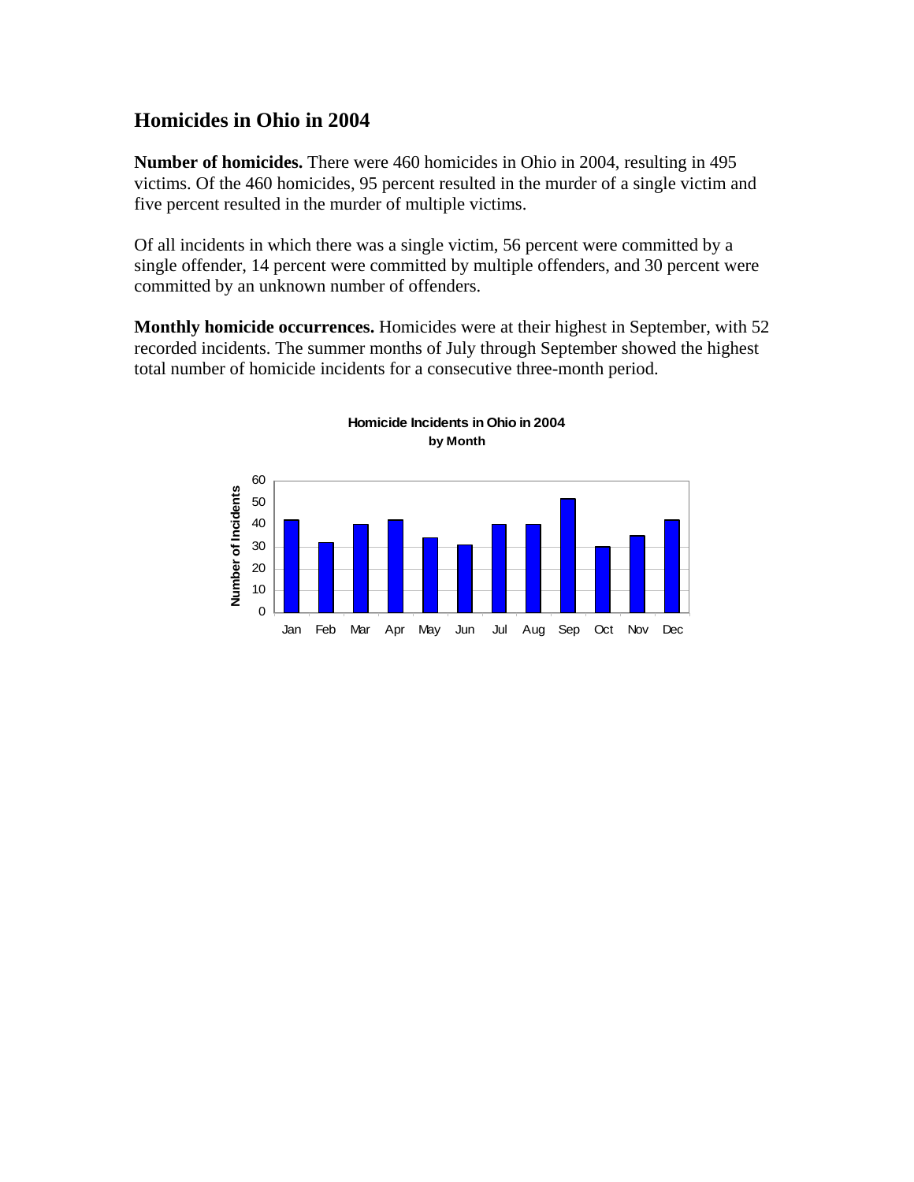## Homicides in Ohio in 2004

**Number of homicides.** There were 460 homicides in Ohio in 2004, resulting in 495 victims. Of the 460 homicides, 95 percent resulted in the murder of a single victim and five percent resulted in the murder of multiple victims.

Of all incidents in which there was a single victim, 56 percent were committed by a single offender, 14 percent were committed by multiple offenders, and 30 percent were committed by an unknown number of offenders.

**Monthly homicide occurrences.** Homicides were at their highest in September, with 52 recorded incidents. The summer months of July through September showed the highest total number of homicide incidents for a consecutive three-month period.

**Homicide Incidents in Ohio in 2004 by Month**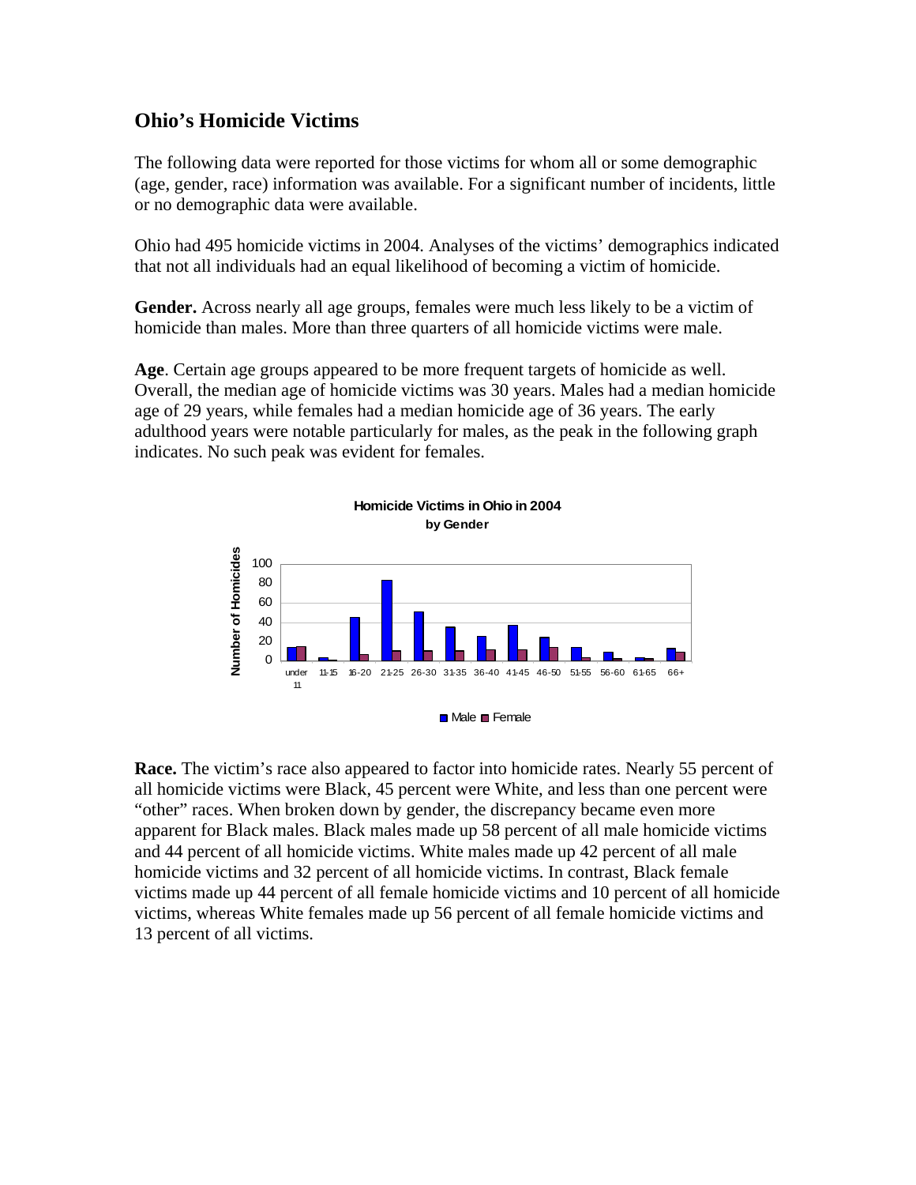## Ohio's Homicide Victims

The following data were reported for those victims for whom all or some demographic (age, gender, race) information was available. For a significant number of incidents, little or no demographic data were available.

Ohio had 495 homicide victims in 2004. Analyses of the victims' demographics indicated that not all individuals had an equal likelihood of becoming a victim of homicide.

**Gender.** Across nearly all age groups, females were much less likely to be a victim of homicide than males. More than three quarters of all homicide victims were male.

**Age**. Certain age groups appeared to be more frequent targets of homicide as well. Overall, the median age of homicide victims was 30 years. Males had a median homicide age of 29 years, while females had a median homicide age of 36 years. The early adulthood years were notable particularly for males, as the peak in the following graph indicates. No such peak was evident for females.

**Homicide Victims in Ohio in 2004 by Gender**

**Race.** The victim's race also appeared to factor into homicide rates. Nearly 55 percent of all homicide victims were Black, 45 percent were White, and less than one percent were "other" races. When broken down by gender, the discrepancy became even more apparent for Black males. Black males made up 58 percent of all male homicide victims and 44 percent of all homicide victims. White males made up 42 percent of all male homicide victims and 32 percent of all homicide victims. In contrast, Black female victims made up 44 percent of all female homicide victims and 10 percent of all homicide victims, whereas White females made up 56 percent of all female homicide victims and 13 percent of all victims.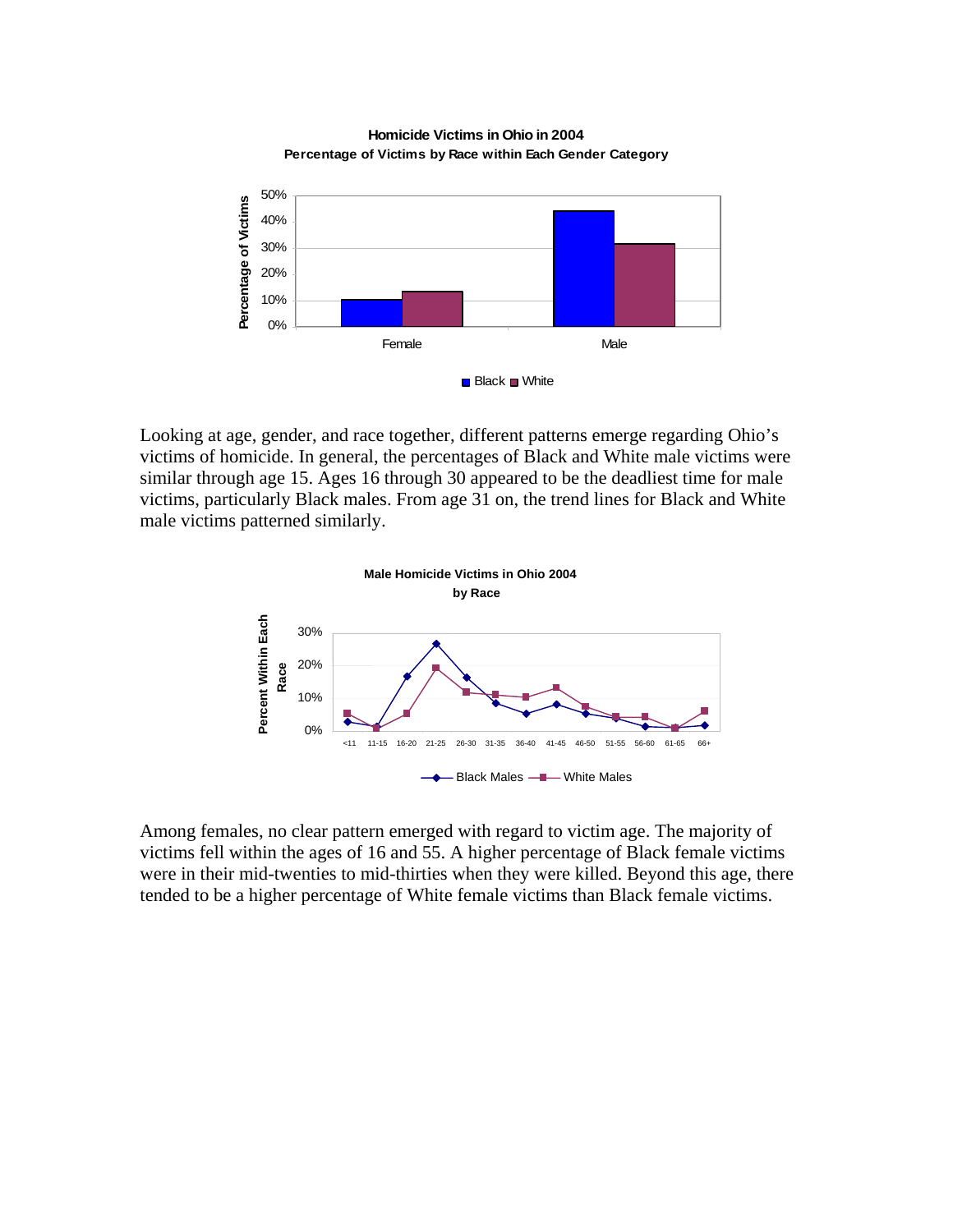**Homicide Victims in Ohio in 2004**
**Percentage of Victims by Race within Each Gender Category**

Looking at age, gender, and race together, different patterns emerge regarding Ohio's victims of homicide. In general, the percentages of Black and White male victims were similar through age 15. Ages 16 through 30 appeared to be the deadliest time for male victims, particularly Black males. From age 31 on, the trend lines for Black and White male victims patterned similarly.

**Male Homicide Victims in Ohio 2004**
**by Race**

Among females, no clear pattern emerged with regard to victim age. The majority of victims fell within the ages of 16 and 55. A higher percentage of Black female victims were in their mid-twenties to mid-thirties when they were killed. Beyond this age, there tended to be a higher percentage of White female victims than Black female victims.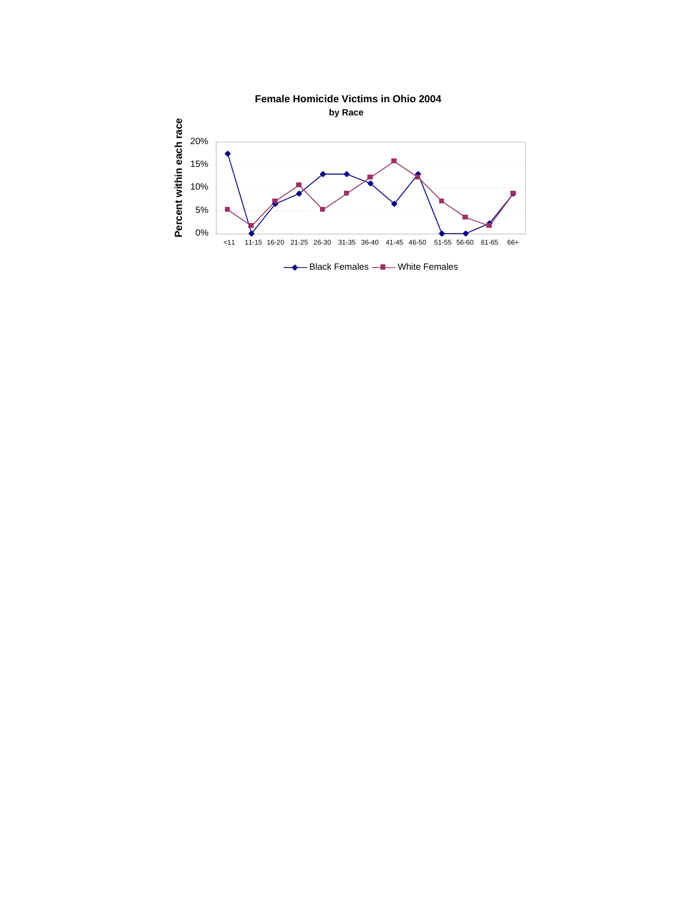**Female Homicide Victims in Ohio 2004**

**by Race**

Percent within each race

20%
15%
10%
5%
0%

<11 11-15 16-20 21-25 26-30 31-35 36-40 41-45 46-50 51-55 56-60 61-65 66+

Black Females — White Females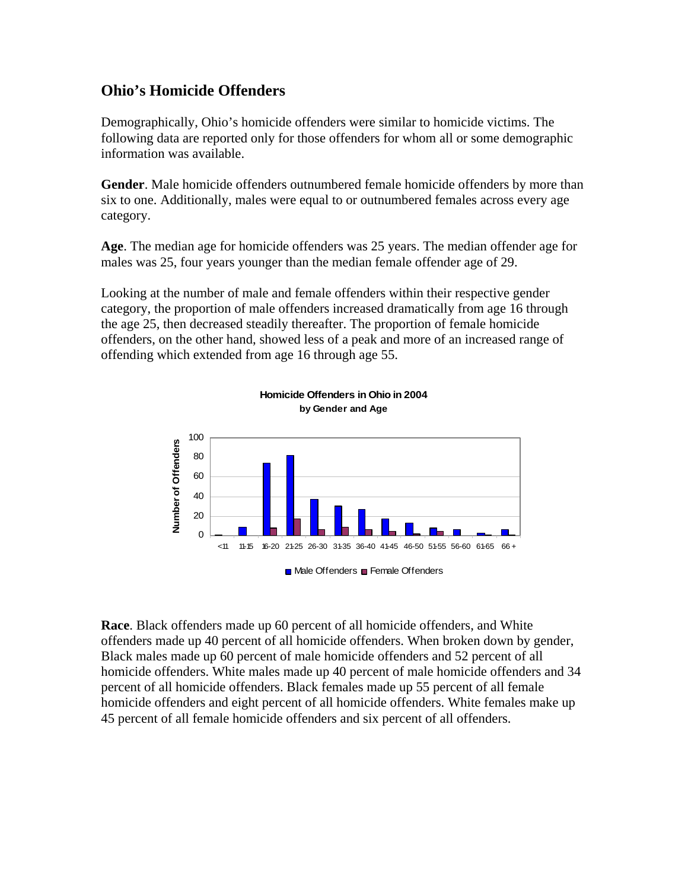## Ohio's Homicide Offenders

Demographically, Ohio's homicide offenders were similar to homicide victims. The following data are reported only for those offenders for whom all or some demographic information was available.

**Gender**. Male homicide offenders outnumbered female homicide offenders by more than six to one. Additionally, males were equal to or outnumbered females across every age category.

**Age**. The median age for homicide offenders was 25 years. The median offender age for males was 25, four years younger than the median female offender age of 29.

Looking at the number of male and female offenders within their respective gender category, the proportion of male offenders increased dramatically from age 16 through the age 25, then decreased steadily thereafter. The proportion of female homicide offenders, on the other hand, showed less of a peak and more of an increased range of offending which extended from age 16 through age 55.

**Homicide Offenders in Ohio in 2004**
**by Gender and Age**

**Race**. Black offenders made up 60 percent of all homicide offenders, and White offenders made up 40 percent of all homicide offenders. When broken down by gender, Black males made up 60 percent of male homicide offenders and 52 percent of all homicide offenders. White males made up 40 percent of male homicide offenders and 34 percent of all homicide offenders. Black females made up 55 percent of all female homicide offenders and eight percent of all homicide offenders. White females make up 45 percent of all female homicide offenders and six percent of all offenders.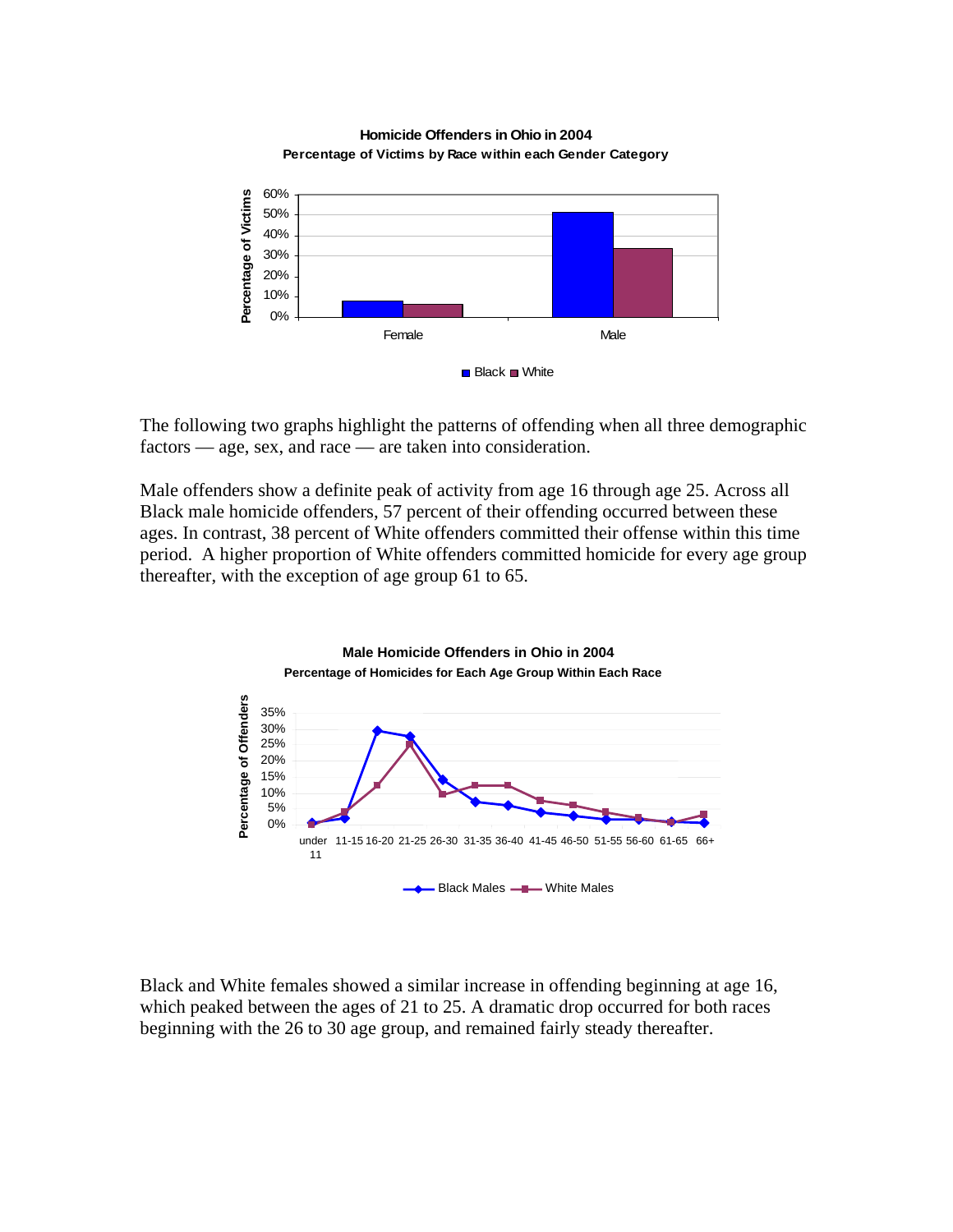**Homicide Offenders in Ohio in 2004**
**Percentage of Victims by Race within each Gender Category**

The following two graphs highlight the patterns of offending when all three demographic factors — age, sex, and race — are taken into consideration.

Male offenders show a definite peak of activity from age 16 through age 25. Across all Black male homicide offenders, 57 percent of their offending occurred between these ages. In contrast, 38 percent of White offenders committed their offense within this time period. A higher proportion of White offenders committed homicide for every age group thereafter, with the exception of age group 61 to 65.

**Male Homicide Offenders in Ohio in 2004**
**Percentage of Homicides for Each Age Group Within Each Race**

Black and White females showed a similar increase in offending beginning at age 16, which peaked between the ages of 21 to 25. A dramatic drop occurred for both races beginning with the 26 to 30 age group, and remained fairly steady thereafter.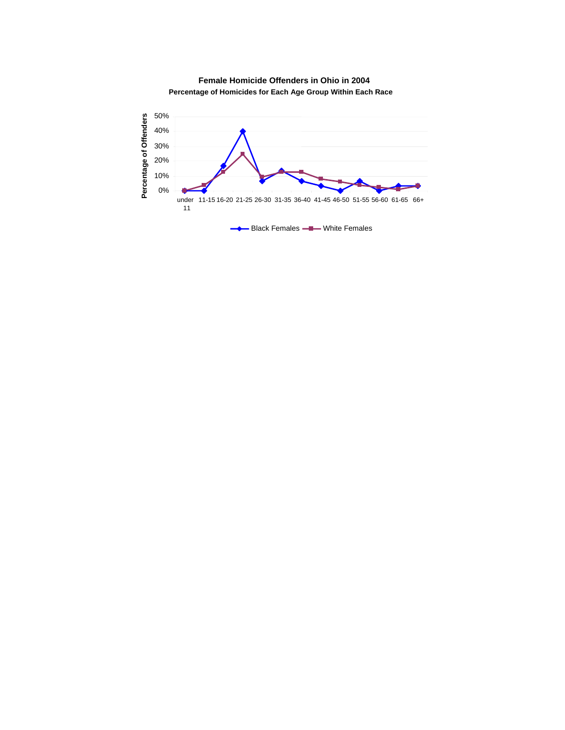**Female Homicide Offenders in Ohio in 2004**

**Percentage of Homicides for Each Age Group Within Each Race**

Percentage of Offenders

50%
40%
30%
20%
10%
0%

under 11 | 11-15 | 16-20 | 21-25 | 26-30 | 31-35 | 36-40 | 41-45 | 46-50 | 51-55 | 56-60 | 61-65 | 66+

Black Females — White Females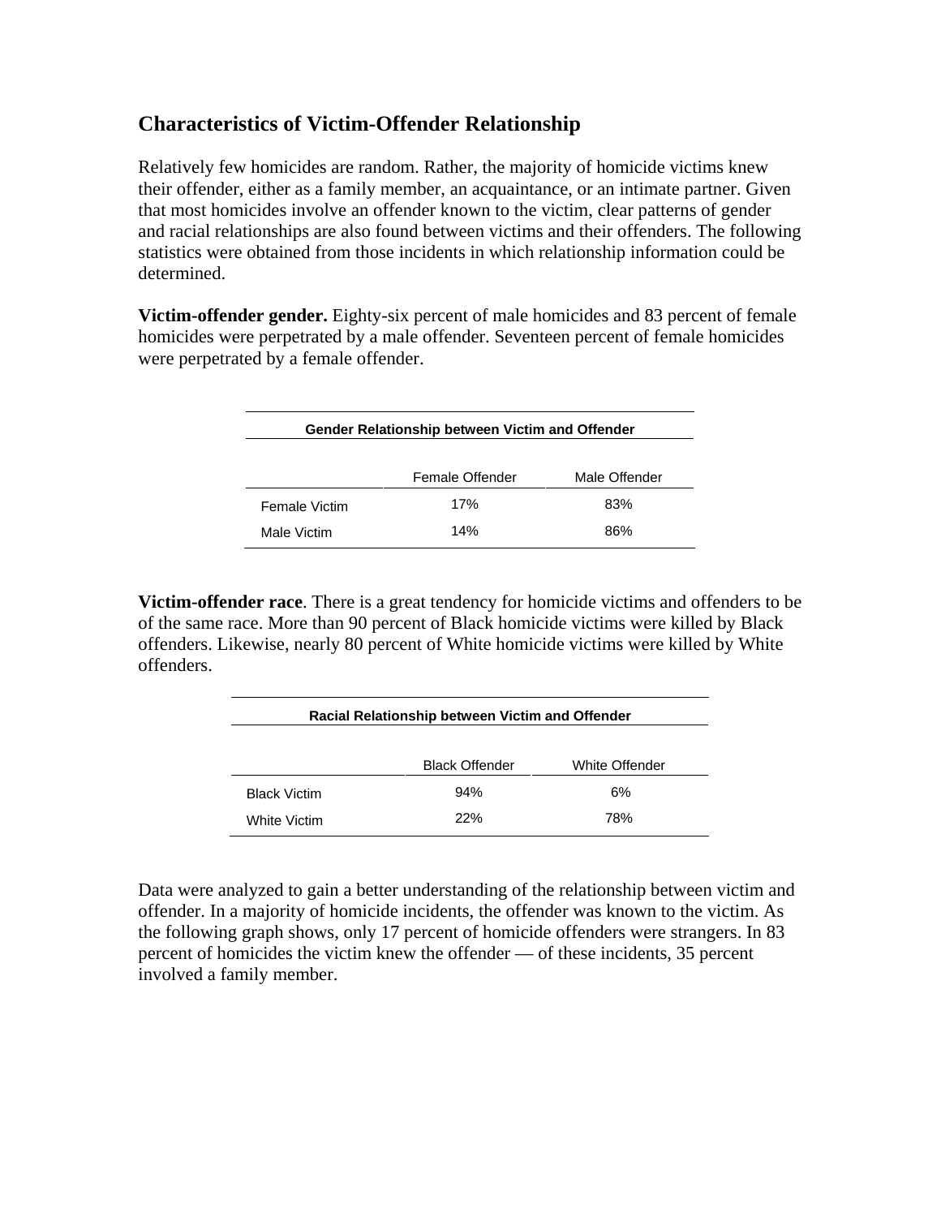## Characteristics of Victim-Offender Relationship

Relatively few homicides are random. Rather, the majority of homicide victims knew their offender, either as a family member, an acquaintance, or an intimate partner. Given that most homicides involve an offender known to the victim, clear patterns of gender and racial relationships are also found between victims and their offenders. The following statistics were obtained from those incidents in which relationship information could be determined.

**Victim-offender gender.** Eighty-six percent of male homicides and 83 percent of female homicides were perpetrated by a male offender. Seventeen percent of female homicides were perpetrated by a female offender.

**Gender Relationship between Victim and Offender**

| | Female Offender | Male Offender |
|---|---|---|
| Female Victim | 17% | 83% |
| Male Victim | 14% | 86% |

**Victim-offender race**. There is a great tendency for homicide victims and offenders to be of the same race. More than 90 percent of Black homicide victims were killed by Black offenders. Likewise, nearly 80 percent of White homicide victims were killed by White offenders.

**Racial Relationship between Victim and Offender**

| | Black Offender | White Offender |
|---|---|---|
| Black Victim | 94% | 6% |
| White Victim | 22% | 78% |

Data were analyzed to gain a better understanding of the relationship between victim and offender. In a majority of homicide incidents, the offender was known to the victim. As the following graph shows, only 17 percent of homicide offenders were strangers. In 83 percent of homicides the victim knew the offender — of these incidents, 35 percent involved a family member.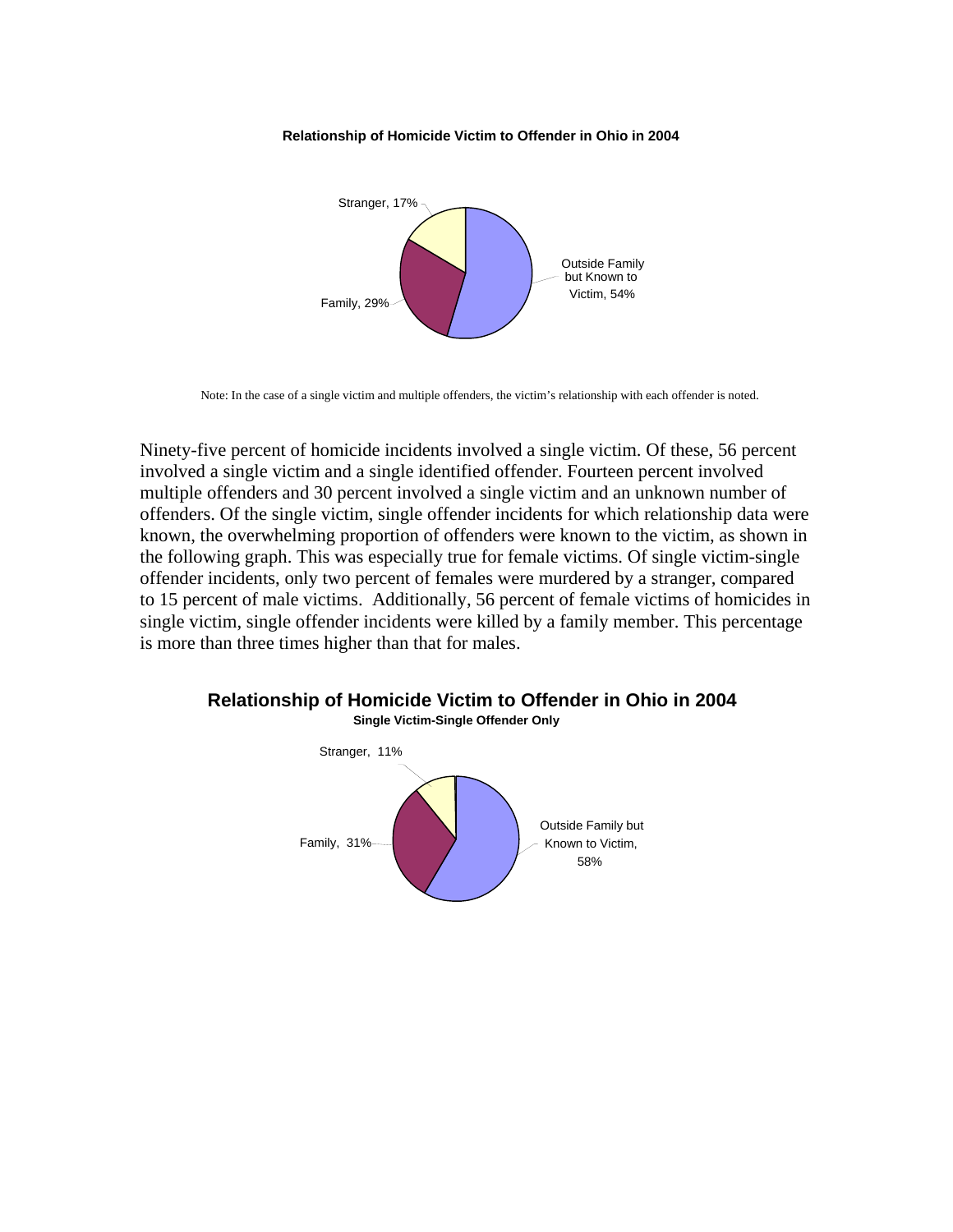**Relationship of Homicide Victim to Offender in Ohio in 2004**

Stranger, 17%

Outside Family but Known to Victim, 54%

Family, 29%

Note: In the case of a single victim and multiple offenders, the victim's relationship with each offender is noted.

Ninety-five percent of homicide incidents involved a single victim. Of these, 56 percent involved a single victim and a single identified offender. Fourteen percent involved multiple offenders and 30 percent involved a single victim and an unknown number of offenders. Of the single victim, single offender incidents for which relationship data were known, the overwhelming proportion of offenders were known to the victim, as shown in the following graph. This was especially true for female victims. Of single victim-single offender incidents, only two percent of females were murdered by a stranger, compared to 15 percent of male victims. Additionally, 56 percent of female victims of homicides in single victim, single offender incidents were killed by a family member. This percentage is more than three times higher than that for males.

## Relationship of Homicide Victim to Offender in Ohio in 2004

**Single Victim-Single Offender Only**

Stranger, 11%

Outside Family but Known to Victim, 58%

Family, 31%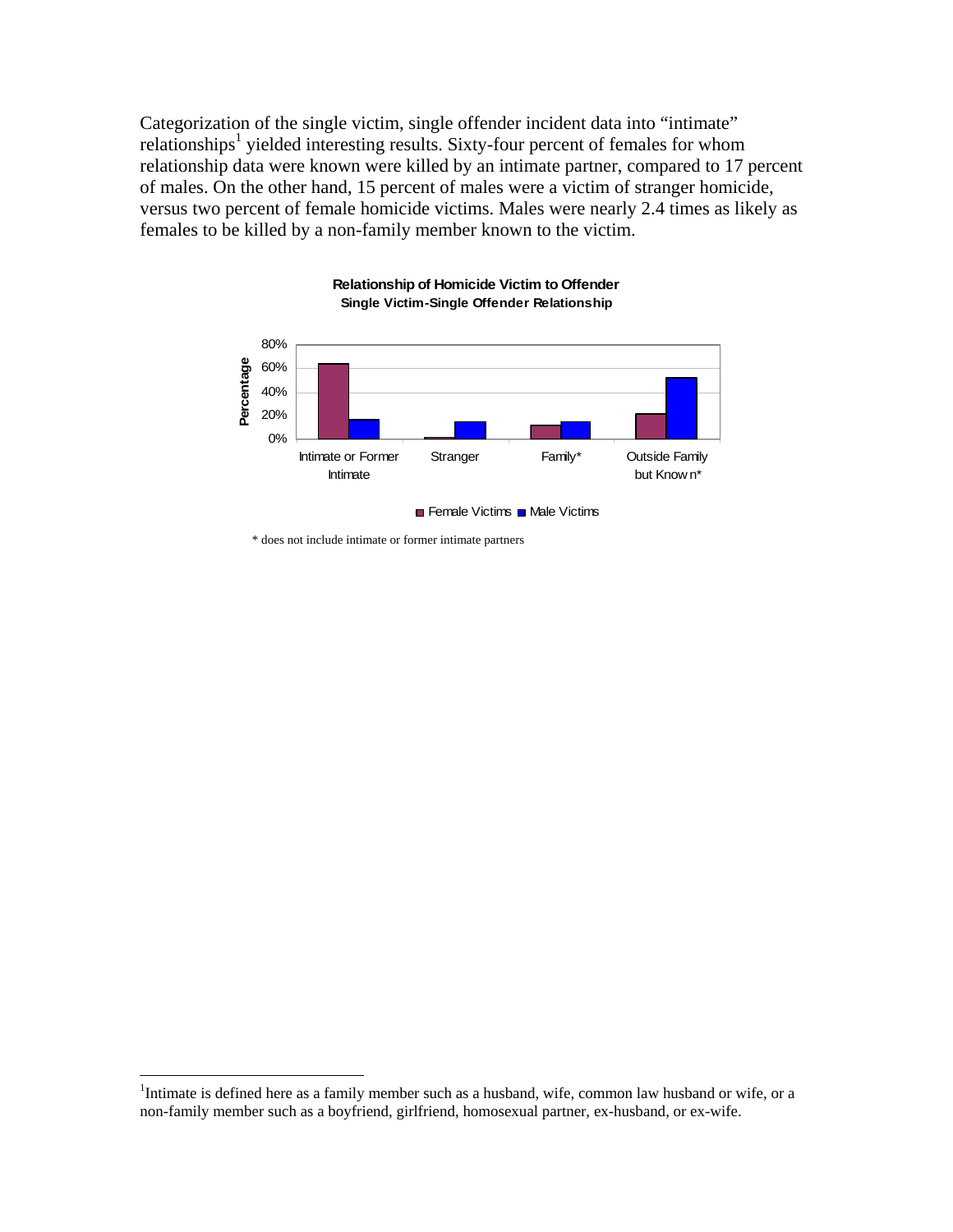Categorization of the single victim, single offender incident data into "intimate" relationships[1] yielded interesting results. Sixty-four percent of females for whom relationship data were known were killed by an intimate partner, compared to 17 percent of males. On the other hand, 15 percent of males were a victim of stranger homicide, versus two percent of female homicide victims. Males were nearly 2.4 times as likely as females to be killed by a non-family member known to the victim.

**Relationship of Homicide Victim to Offender**
**Single Victim-Single Offender Relationship**

Percentage: 0%, 20%, 40%, 60%, 80%

Intimate or Former Intimate | Stranger | Family* | Outside Family but Known*

Female Victims | Male Victims

\* does not include intimate or former intimate partners

---

[1] Intimate is defined here as a family member such as a husband, wife, common law husband or wife, or a non-family member such as a boyfriend, girlfriend, homosexual partner, ex-husband, or ex-wife.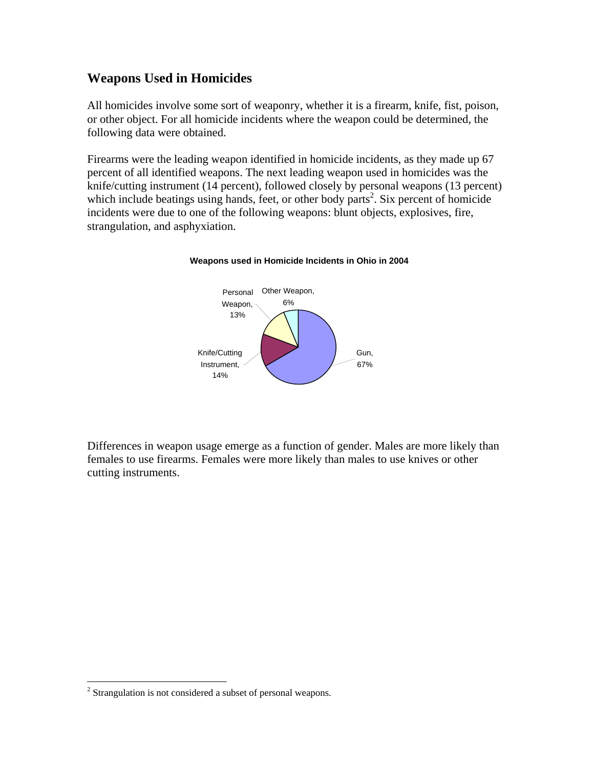## Weapons Used in Homicides

All homicides involve some sort of weaponry, whether it is a firearm, knife, fist, poison, or other object. For all homicide incidents where the weapon could be determined, the following data were obtained.

Firearms were the leading weapon identified in homicide incidents, as they made up 67 percent of all identified weapons. The next leading weapon used in homicides was the knife/cutting instrument (14 percent), followed closely by personal weapons (13 percent) which include beatings using hands, feet, or other body parts[2]. Six percent of homicide incidents were due to one of the following weapons: blunt objects, explosives, fire, strangulation, and asphyxiation.

**Weapons used in Homicide Incidents in Ohio in 2004**

Personal Weapon, 13%

Other Weapon, 6%

Knife/Cutting Instrument, 14%

Gun, 67%

Differences in weapon usage emerge as a function of gender. Males are more likely than females to use firearms. Females were more likely than males to use knives or other cutting instruments.

[2] Strangulation is not considered a subset of personal weapons.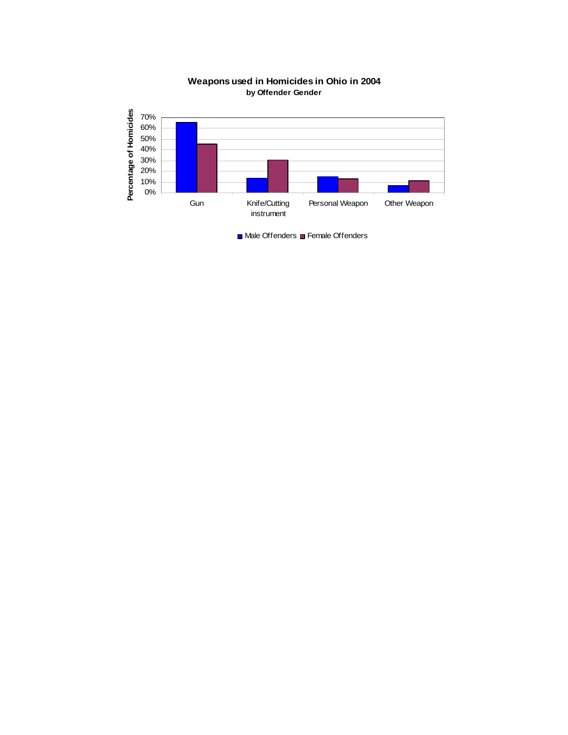**Weapons used in Homicides in Ohio in 2004**
**by Offender Gender**

Percentage of Homicides

70%
60%
50%
40%
30%
20%
10%
0%

Gun
Knife/Cutting instrument
Personal Weapon
Other Weapon

Male Offenders
Female Offenders